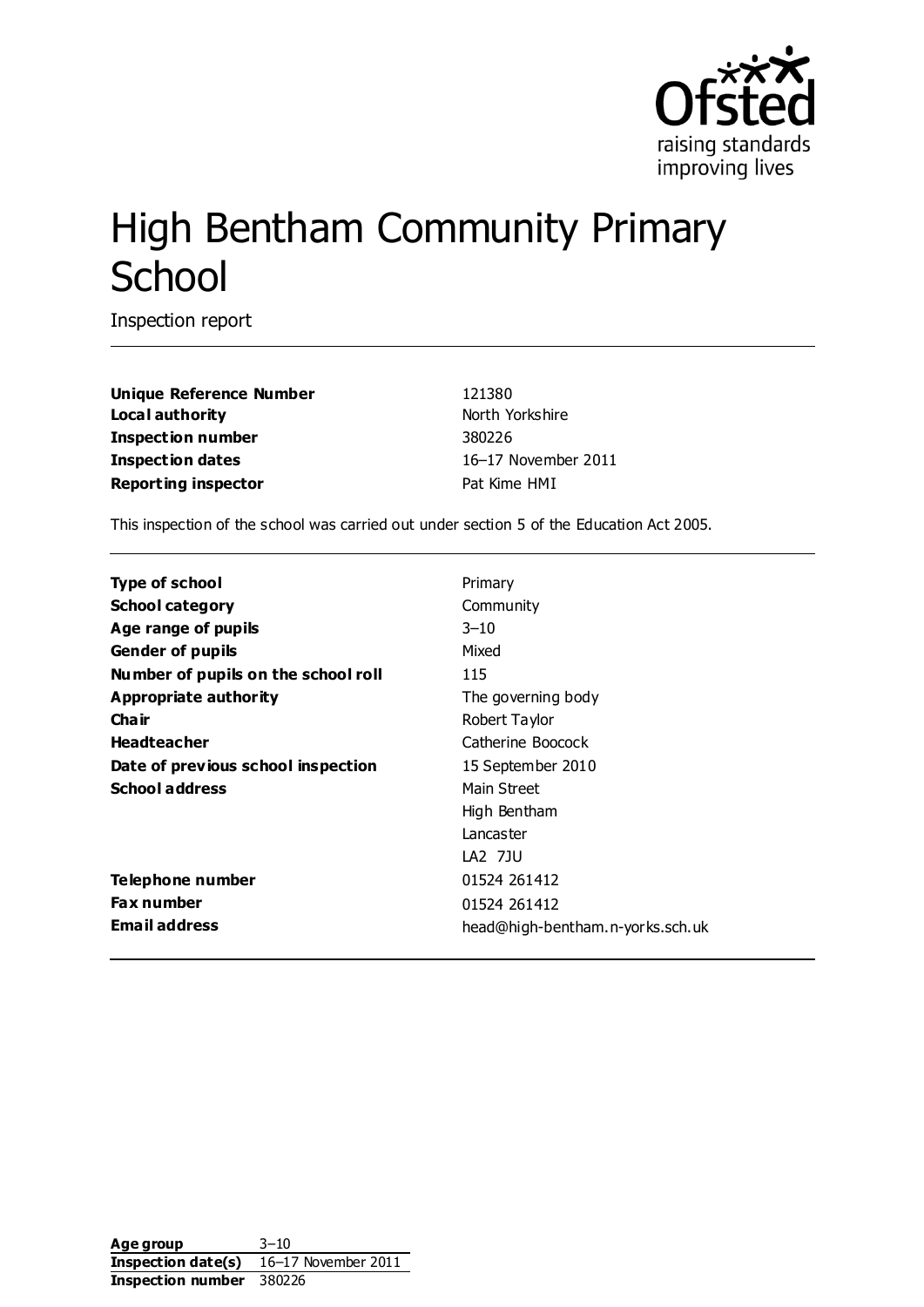# High Bentham Community Primary School

Inspection report

| | |
|---|---|
| **Unique Reference Number** | 121380 |
| **Local authority** | North Yorkshire |
| **Inspection number** | 380226 |
| **Inspection dates** | 16–17 November 2011 |
| **Reporting inspector** | Pat Kime HMI |

This inspection of the school was carried out under section 5 of the Education Act 2005.

| | |
|---|---|
| **Type of school** | Primary |
| **School category** | Community |
| **Age range of pupils** | 3–10 |
| **Gender of pupils** | Mixed |
| **Number of pupils on the school roll** | 115 |
| **Appropriate authority** | The governing body |
| **Chair** | Robert Taylor |
| **Headteacher** | Catherine Boocock |
| **Date of previous school inspection** | 15 September 2010 |
| **School address** | Main Street<br>High Bentham<br>Lancaster<br>LA2 7JU |
| **Telephone number** | 01524 261412 |
| **Fax number** | 01524 261412 |
| **Email address** | head@high-bentham.n-yorks.sch.uk |

| | |
|---|---|
| **Age group** | 3–10 |
| **Inspection date(s)** | 16–17 November 2011 |
| **Inspection number** | 380226 |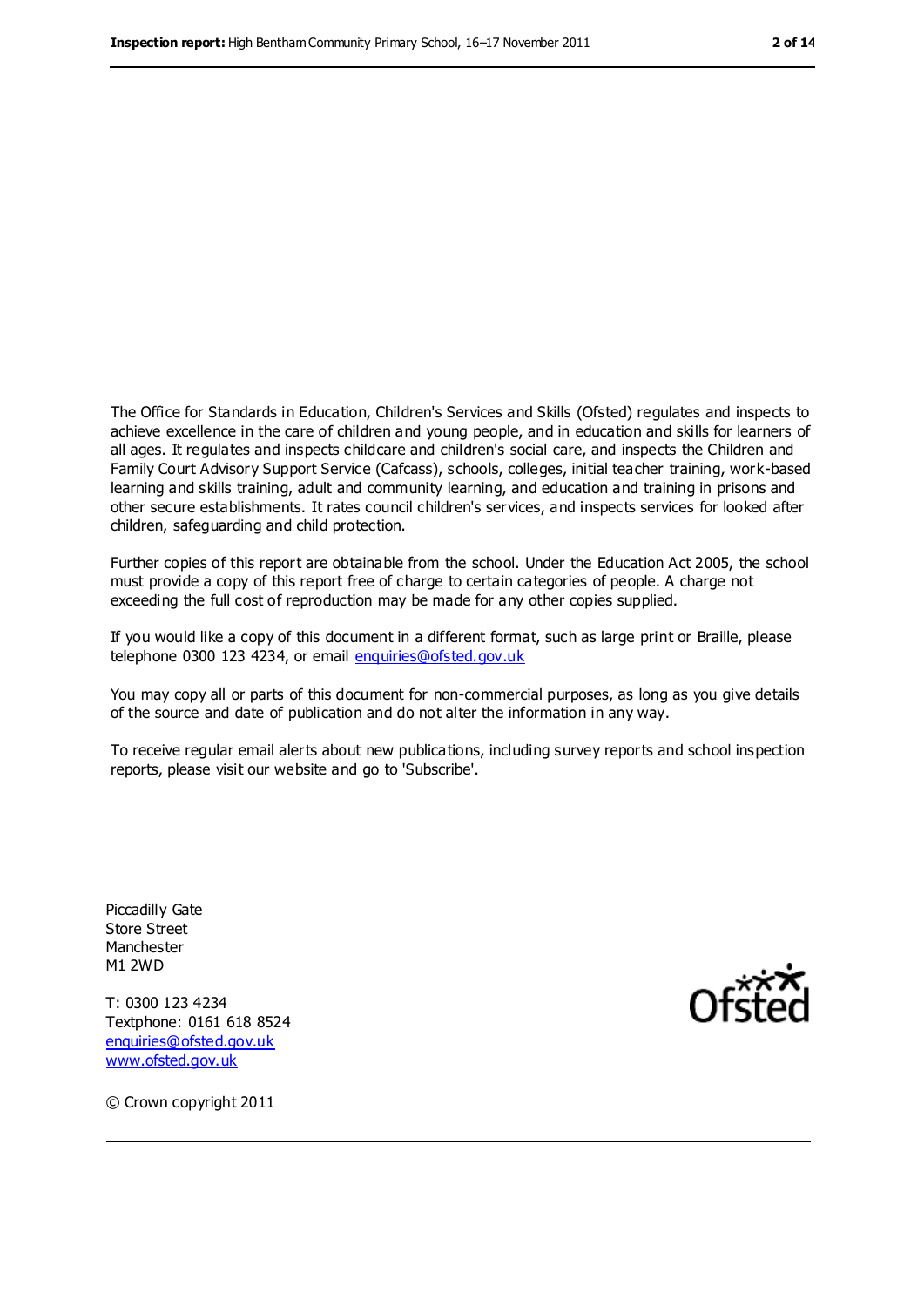The Office for Standards in Education, Children's Services and Skills (Ofsted) regulates and inspects to achieve excellence in the care of children and young people, and in education and skills for learners of all ages. It regulates and inspects childcare and children's social care, and inspects the Children and Family Court Advisory Support Service (Cafcass), schools, colleges, initial teacher training, work-based learning and skills training, adult and community learning, and education and training in prisons and other secure establishments. It rates council children's services, and inspects services for looked after children, safeguarding and child protection.

Further copies of this report are obtainable from the school. Under the Education Act 2005, the school must provide a copy of this report free of charge to certain categories of people. A charge not exceeding the full cost of reproduction may be made for any other copies supplied.

If you would like a copy of this document in a different format, such as large print or Braille, please telephone 0300 123 4234, or email enquiries@ofsted.gov.uk

You may copy all or parts of this document for non-commercial purposes, as long as you give details of the source and date of publication and do not alter the information in any way.

To receive regular email alerts about new publications, including survey reports and school inspection reports, please visit our website and go to 'Subscribe'.

Piccadilly Gate
Store Street
Manchester
M1 2WD

T: 0300 123 4234
Textphone: 0161 618 8524
enquiries@ofsted.gov.uk
www.ofsted.gov.uk

Ofsted

© Crown copyright 2011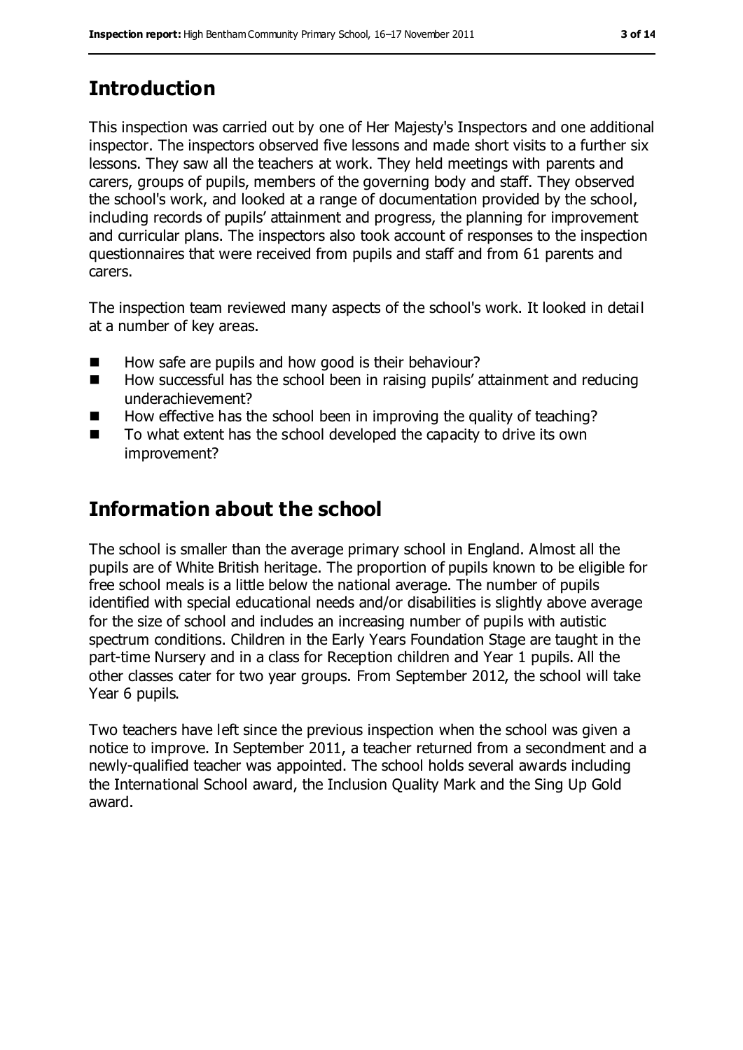## Introduction

This inspection was carried out by one of Her Majesty's Inspectors and one additional inspector. The inspectors observed five lessons and made short visits to a further six lessons. They saw all the teachers at work. They held meetings with parents and carers, groups of pupils, members of the governing body and staff. They observed the school's work, and looked at a range of documentation provided by the school, including records of pupils' attainment and progress, the planning for improvement and curricular plans. The inspectors also took account of responses to the inspection questionnaires that were received from pupils and staff and from 61 parents and carers.

The inspection team reviewed many aspects of the school's work. It looked in detail at a number of key areas.

- How safe are pupils and how good is their behaviour?
- How successful has the school been in raising pupils' attainment and reducing underachievement?
- How effective has the school been in improving the quality of teaching?
- To what extent has the school developed the capacity to drive its own improvement?

## Information about the school

The school is smaller than the average primary school in England. Almost all the pupils are of White British heritage. The proportion of pupils known to be eligible for free school meals is a little below the national average. The number of pupils identified with special educational needs and/or disabilities is slightly above average for the size of school and includes an increasing number of pupils with autistic spectrum conditions. Children in the Early Years Foundation Stage are taught in the part-time Nursery and in a class for Reception children and Year 1 pupils. All the other classes cater for two year groups. From September 2012, the school will take Year 6 pupils.

Two teachers have left since the previous inspection when the school was given a notice to improve. In September 2011, a teacher returned from a secondment and a newly-qualified teacher was appointed. The school holds several awards including the International School award, the Inclusion Quality Mark and the Sing Up Gold award.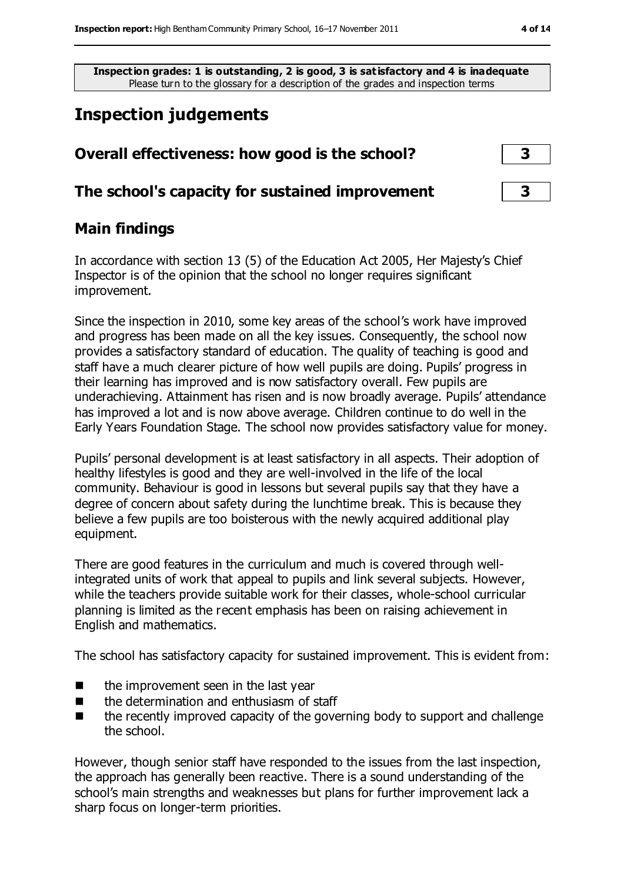**Inspection grades: 1 is outstanding, 2 is good, 3 is satisfactory and 4 is inadequate**
Please turn to the glossary for a description of the grades and inspection terms

# Inspection judgements

## Overall effectiveness: how good is the school? 3

## The school's capacity for sustained improvement 3

## Main findings

In accordance with section 13 (5) of the Education Act 2005, Her Majesty's Chief Inspector is of the opinion that the school no longer requires significant improvement.

Since the inspection in 2010, some key areas of the school's work have improved and progress has been made on all the key issues. Consequently, the school now provides a satisfactory standard of education. The quality of teaching is good and staff have a much clearer picture of how well pupils are doing. Pupils' progress in their learning has improved and is now satisfactory overall. Few pupils are underachieving. Attainment has risen and is now broadly average. Pupils' attendance has improved a lot and is now above average. Children continue to do well in the Early Years Foundation Stage. The school now provides satisfactory value for money.

Pupils' personal development is at least satisfactory in all aspects. Their adoption of healthy lifestyles is good and they are well-involved in the life of the local community. Behaviour is good in lessons but several pupils say that they have a degree of concern about safety during the lunchtime break. This is because they believe a few pupils are too boisterous with the newly acquired additional play equipment.

There are good features in the curriculum and much is covered through well-integrated units of work that appeal to pupils and link several subjects. However, while the teachers provide suitable work for their classes, whole-school curricular planning is limited as the recent emphasis has been on raising achievement in English and mathematics.

The school has satisfactory capacity for sustained improvement. This is evident from:

- the improvement seen in the last year
- the determination and enthusiasm of staff
- the recently improved capacity of the governing body to support and challenge the school.

However, though senior staff have responded to the issues from the last inspection, the approach has generally been reactive. There is a sound understanding of the school's main strengths and weaknesses but plans for further improvement lack a sharp focus on longer-term priorities.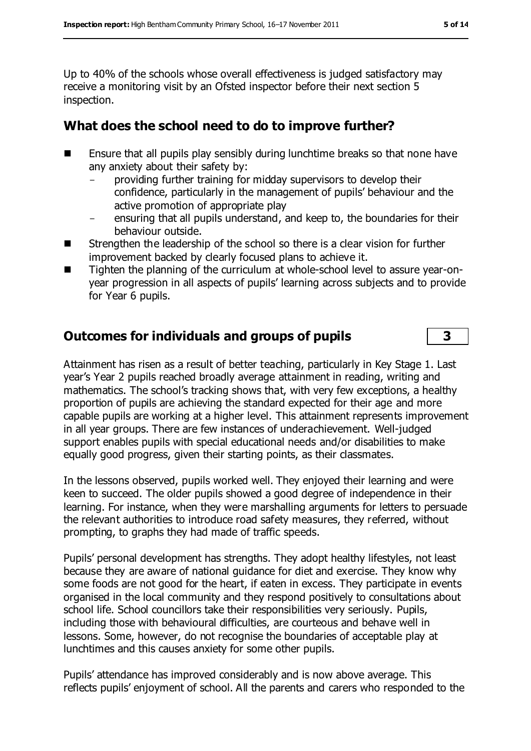Up to 40% of the schools whose overall effectiveness is judged satisfactory may receive a monitoring visit by an Ofsted inspector before their next section 5 inspection.

## What does the school need to do to improve further?

- Ensure that all pupils play sensibly during lunchtime breaks so that none have any anxiety about their safety by:
  - providing further training for midday supervisors to develop their confidence, particularly in the management of pupils' behaviour and the active promotion of appropriate play
  - ensuring that all pupils understand, and keep to, the boundaries for their behaviour outside.
- Strengthen the leadership of the school so there is a clear vision for further improvement backed by clearly focused plans to achieve it.
- Tighten the planning of the curriculum at whole-school level to assure year-on-year progression in all aspects of pupils' learning across subjects and to provide for Year 6 pupils.

## Outcomes for individuals and groups of pupils — 3

Attainment has risen as a result of better teaching, particularly in Key Stage 1. Last year's Year 2 pupils reached broadly average attainment in reading, writing and mathematics. The school's tracking shows that, with very few exceptions, a healthy proportion of pupils are achieving the standard expected for their age and more capable pupils are working at a higher level. This attainment represents improvement in all year groups. There are few instances of underachievement. Well-judged support enables pupils with special educational needs and/or disabilities to make equally good progress, given their starting points, as their classmates.

In the lessons observed, pupils worked well. They enjoyed their learning and were keen to succeed. The older pupils showed a good degree of independence in their learning. For instance, when they were marshalling arguments for letters to persuade the relevant authorities to introduce road safety measures, they referred, without prompting, to graphs they had made of traffic speeds.

Pupils' personal development has strengths. They adopt healthy lifestyles, not least because they are aware of national guidance for diet and exercise. They know why some foods are not good for the heart, if eaten in excess. They participate in events organised in the local community and they respond positively to consultations about school life. School councillors take their responsibilities very seriously. Pupils, including those with behavioural difficulties, are courteous and behave well in lessons. Some, however, do not recognise the boundaries of acceptable play at lunchtimes and this causes anxiety for some other pupils.

Pupils' attendance has improved considerably and is now above average. This reflects pupils' enjoyment of school. All the parents and carers who responded to the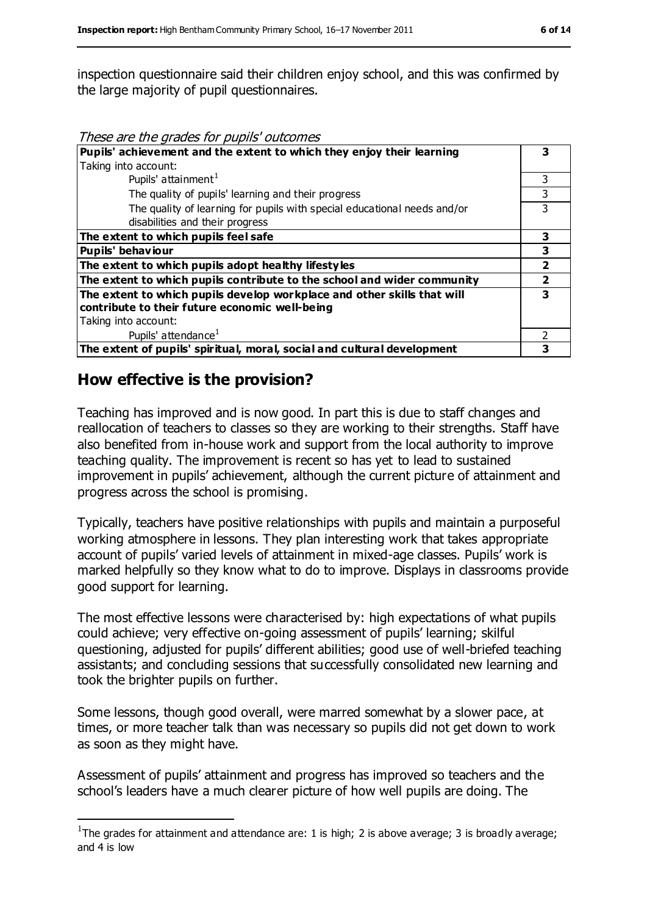inspection questionnaire said their children enjoy school, and this was confirmed by the large majority of pupil questionnaires.

*These are the grades for pupils' outcomes*

| | |
|---|---|
| **Pupils' achievement and the extent to which they enjoy their learning** | **3** |
| Taking into account: | |
| Pupils' attainment[1] | 3 |
| The quality of pupils' learning and their progress | 3 |
| The quality of learning for pupils with special educational needs and/or disabilities and their progress | 3 |
| **The extent to which pupils feel safe** | **3** |
| **Pupils' behaviour** | **3** |
| **The extent to which pupils adopt healthy lifestyles** | **2** |
| **The extent to which pupils contribute to the school and wider community** | **2** |
| **The extent to which pupils develop workplace and other skills that will contribute to their future economic well-being** | **3** |
| Taking into account: | |
| Pupils' attendance[1] | 2 |
| **The extent of pupils' spiritual, moral, social and cultural development** | **3** |

## How effective is the provision?

Teaching has improved and is now good. In part this is due to staff changes and reallocation of teachers to classes so they are working to their strengths. Staff have also benefited from in-house work and support from the local authority to improve teaching quality. The improvement is recent so has yet to lead to sustained improvement in pupils' achievement, although the current picture of attainment and progress across the school is promising.

Typically, teachers have positive relationships with pupils and maintain a purposeful working atmosphere in lessons. They plan interesting work that takes appropriate account of pupils' varied levels of attainment in mixed-age classes. Pupils' work is marked helpfully so they know what to do to improve. Displays in classrooms provide good support for learning.

The most effective lessons were characterised by: high expectations of what pupils could achieve; very effective on-going assessment of pupils' learning; skilful questioning, adjusted for pupils' different abilities; good use of well-briefed teaching assistants; and concluding sessions that successfully consolidated new learning and took the brighter pupils on further.

Some lessons, though good overall, were marred somewhat by a slower pace, at times, or more teacher talk than was necessary so pupils did not get down to work as soon as they might have.

Assessment of pupils' attainment and progress has improved so teachers and the school's leaders have a much clearer picture of how well pupils are doing. The

[1] The grades for attainment and attendance are: 1 is high; 2 is above average; 3 is broadly average; and 4 is low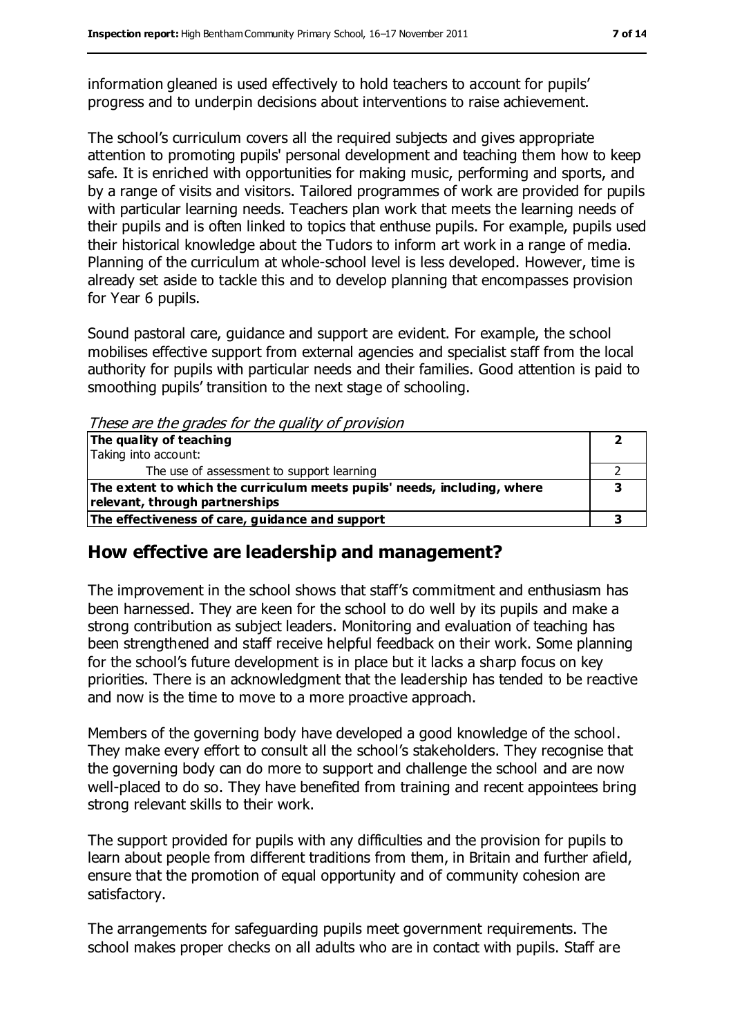information gleaned is used effectively to hold teachers to account for pupils' progress and to underpin decisions about interventions to raise achievement.

The school's curriculum covers all the required subjects and gives appropriate attention to promoting pupils' personal development and teaching them how to keep safe. It is enriched with opportunities for making music, performing and sports, and by a range of visits and visitors. Tailored programmes of work are provided for pupils with particular learning needs. Teachers plan work that meets the learning needs of their pupils and is often linked to topics that enthuse pupils. For example, pupils used their historical knowledge about the Tudors to inform art work in a range of media. Planning of the curriculum at whole-school level is less developed. However, time is already set aside to tackle this and to develop planning that encompasses provision for Year 6 pupils.

Sound pastoral care, guidance and support are evident. For example, the school mobilises effective support from external agencies and specialist staff from the local authority for pupils with particular needs and their families. Good attention is paid to smoothing pupils' transition to the next stage of schooling.

*These are the grades for the quality of provision*

| | |
|---|---|
| **The quality of teaching**<br>Taking into account: | **2** |
| The use of assessment to support learning | 2 |
| **The extent to which the curriculum meets pupils' needs, including, where relevant, through partnerships** | **3** |
| **The effectiveness of care, guidance and support** | **3** |

## How effective are leadership and management?

The improvement in the school shows that staff's commitment and enthusiasm has been harnessed. They are keen for the school to do well by its pupils and make a strong contribution as subject leaders. Monitoring and evaluation of teaching has been strengthened and staff receive helpful feedback on their work. Some planning for the school's future development is in place but it lacks a sharp focus on key priorities. There is an acknowledgment that the leadership has tended to be reactive and now is the time to move to a more proactive approach.

Members of the governing body have developed a good knowledge of the school. They make every effort to consult all the school's stakeholders. They recognise that the governing body can do more to support and challenge the school and are now well-placed to do so. They have benefited from training and recent appointees bring strong relevant skills to their work.

The support provided for pupils with any difficulties and the provision for pupils to learn about people from different traditions from them, in Britain and further afield, ensure that the promotion of equal opportunity and of community cohesion are satisfactory.

The arrangements for safeguarding pupils meet government requirements. The school makes proper checks on all adults who are in contact with pupils. Staff are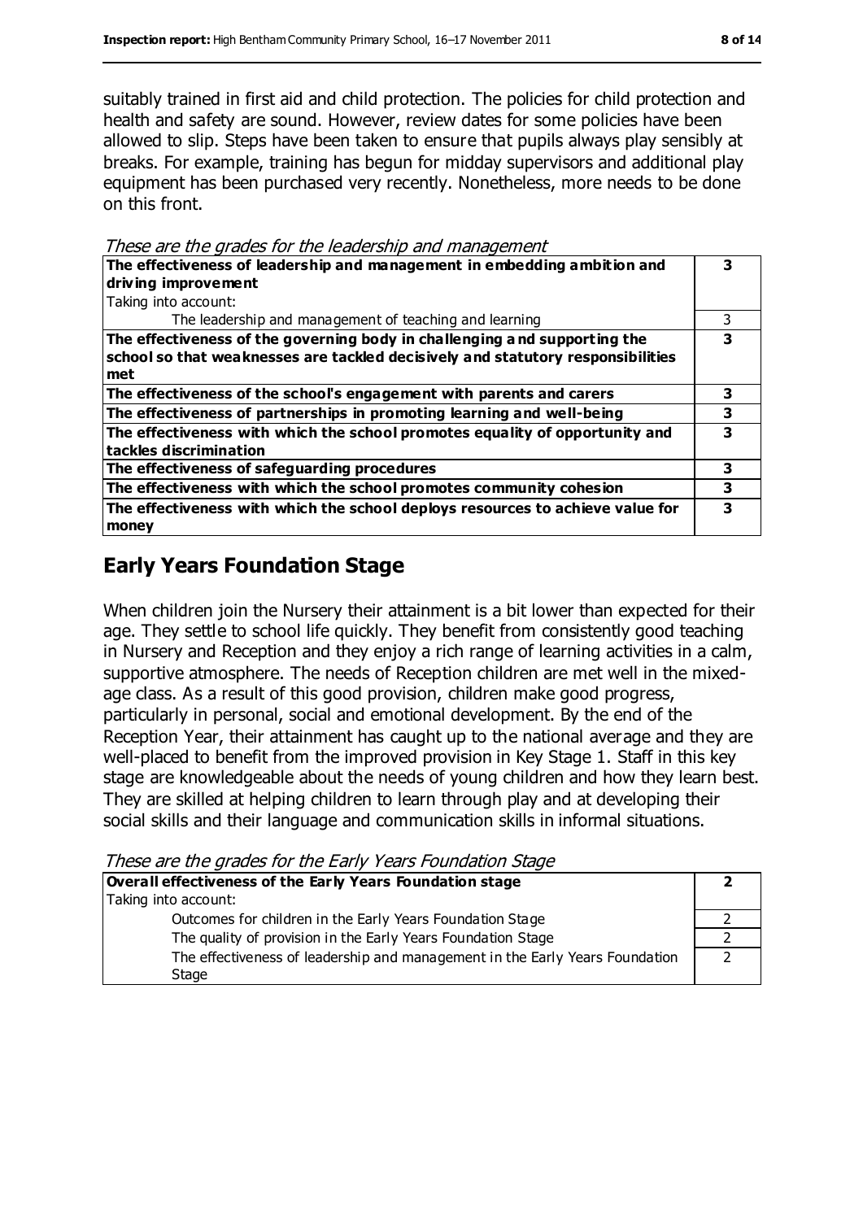suitably trained in first aid and child protection. The policies for child protection and health and safety are sound. However, review dates for some policies have been allowed to slip. Steps have been taken to ensure that pupils always play sensibly at breaks. For example, training has begun for midday supervisors and additional play equipment has been purchased very recently. Nonetheless, more needs to be done on this front.

*These are the grades for the leadership and management*

| | |
|---|---|
| **The effectiveness of leadership and management in embedding ambition and driving improvement** | **3** |
| Taking into account: | |
| The leadership and management of teaching and learning | 3 |
| **The effectiveness of the governing body in challenging and supporting the school so that weaknesses are tackled decisively and statutory responsibilities met** | **3** |
| **The effectiveness of the school's engagement with parents and carers** | **3** |
| **The effectiveness of partnerships in promoting learning and well-being** | **3** |
| **The effectiveness with which the school promotes equality of opportunity and tackles discrimination** | **3** |
| **The effectiveness of safeguarding procedures** | **3** |
| **The effectiveness with which the school promotes community cohesion** | **3** |
| **The effectiveness with which the school deploys resources to achieve value for money** | **3** |

## Early Years Foundation Stage

When children join the Nursery their attainment is a bit lower than expected for their age. They settle to school life quickly. They benefit from consistently good teaching in Nursery and Reception and they enjoy a rich range of learning activities in a calm, supportive atmosphere. The needs of Reception children are met well in the mixed-age class. As a result of this good provision, children make good progress, particularly in personal, social and emotional development. By the end of the Reception Year, their attainment has caught up to the national average and they are well-placed to benefit from the improved provision in Key Stage 1. Staff in this key stage are knowledgeable about the needs of young children and how they learn best. They are skilled at helping children to learn through play and at developing their social skills and their language and communication skills in informal situations.

*These are the grades for the Early Years Foundation Stage*

| | |
|---|---|
| **Overall effectiveness of the Early Years Foundation stage** | **2** |
| Taking into account: | |
| Outcomes for children in the Early Years Foundation Stage | 2 |
| The quality of provision in the Early Years Foundation Stage | 2 |
| The effectiveness of leadership and management in the Early Years Foundation Stage | 2 |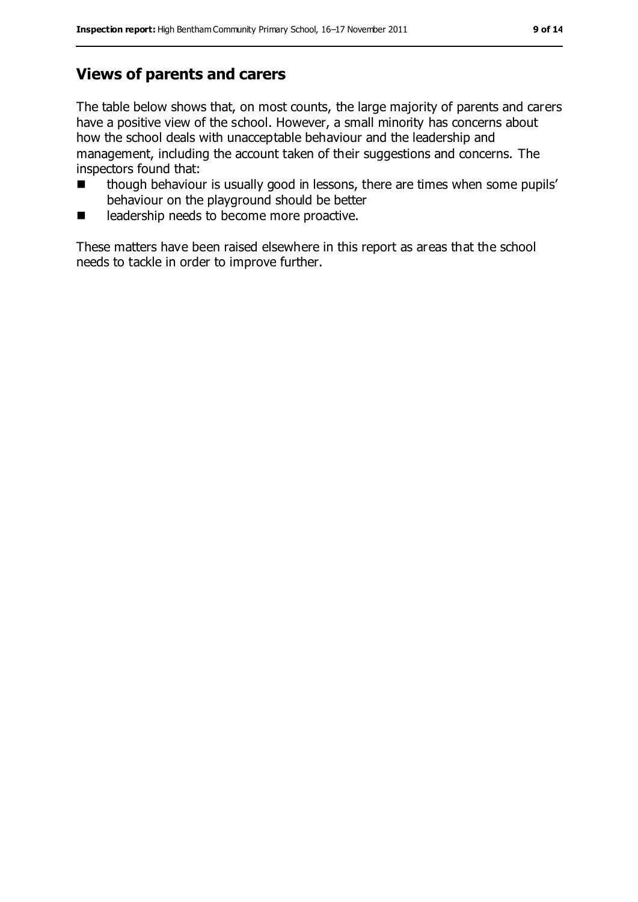## Views of parents and carers

The table below shows that, on most counts, the large majority of parents and carers have a positive view of the school. However, a small minority has concerns about how the school deals with unacceptable behaviour and the leadership and management, including the account taken of their suggestions and concerns. The inspectors found that:

- though behaviour is usually good in lessons, there are times when some pupils' behaviour on the playground should be better
- leadership needs to become more proactive.

These matters have been raised elsewhere in this report as areas that the school needs to tackle in order to improve further.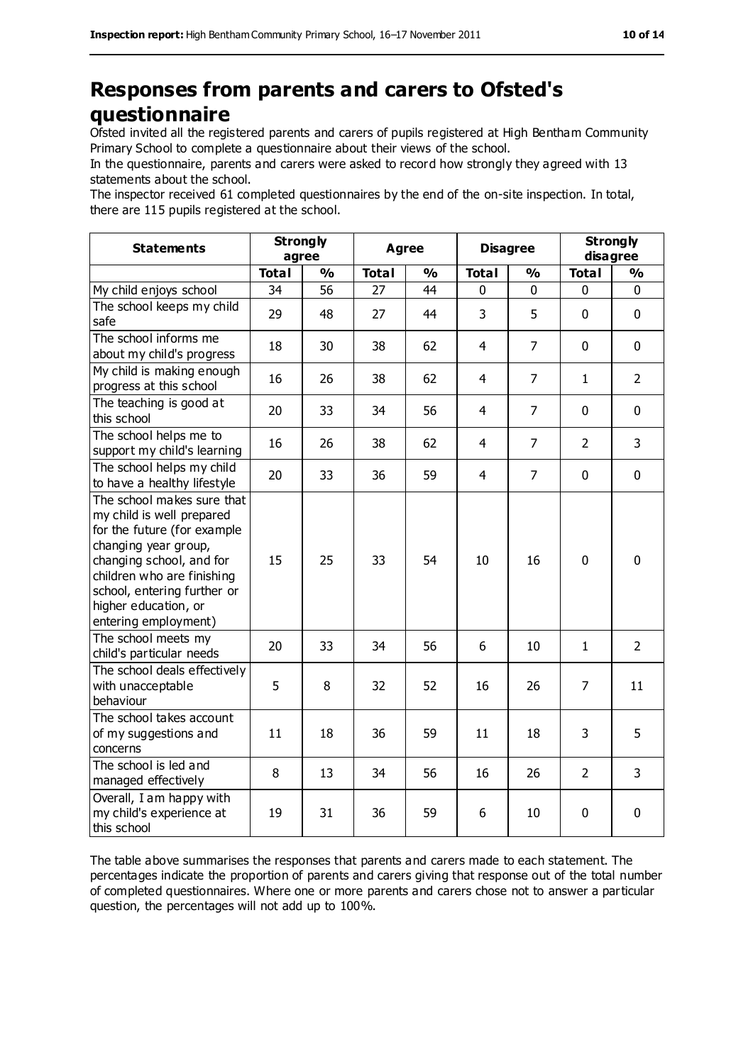# Responses from parents and carers to Ofsted's questionnaire

Ofsted invited all the registered parents and carers of pupils registered at High Bentham Community Primary School to complete a questionnaire about their views of the school.

In the questionnaire, parents and carers were asked to record how strongly they agreed with 13 statements about the school.

The inspector received 61 completed questionnaires by the end of the on-site inspection. In total, there are 115 pupils registered at the school.

| Statements | Strongly agree | | Agree | | Disagree | | Strongly disagree | |
|---|---|---|---|---|---|---|---|---|
| | Total | % | Total | % | Total | % | Total | % |
| My child enjoys school | 34 | 56 | 27 | 44 | 0 | 0 | 0 | 0 |
| The school keeps my child safe | 29 | 48 | 27 | 44 | 3 | 5 | 0 | 0 |
| The school informs me about my child's progress | 18 | 30 | 38 | 62 | 4 | 7 | 0 | 0 |
| My child is making enough progress at this school | 16 | 26 | 38 | 62 | 4 | 7 | 1 | 2 |
| The teaching is good at this school | 20 | 33 | 34 | 56 | 4 | 7 | 0 | 0 |
| The school helps me to support my child's learning | 16 | 26 | 38 | 62 | 4 | 7 | 2 | 3 |
| The school helps my child to have a healthy lifestyle | 20 | 33 | 36 | 59 | 4 | 7 | 0 | 0 |
| The school makes sure that my child is well prepared for the future (for example changing year group, changing school, and for children who are finishing school, entering further or higher education, or entering employment) | 15 | 25 | 33 | 54 | 10 | 16 | 0 | 0 |
| The school meets my child's particular needs | 20 | 33 | 34 | 56 | 6 | 10 | 1 | 2 |
| The school deals effectively with unacceptable behaviour | 5 | 8 | 32 | 52 | 16 | 26 | 7 | 11 |
| The school takes account of my suggestions and concerns | 11 | 18 | 36 | 59 | 11 | 18 | 3 | 5 |
| The school is led and managed effectively | 8 | 13 | 34 | 56 | 16 | 26 | 2 | 3 |
| Overall, I am happy with my child's experience at this school | 19 | 31 | 36 | 59 | 6 | 10 | 0 | 0 |

The table above summarises the responses that parents and carers made to each statement. The percentages indicate the proportion of parents and carers giving that response out of the total number of completed questionnaires. Where one or more parents and carers chose not to answer a particular question, the percentages will not add up to 100%.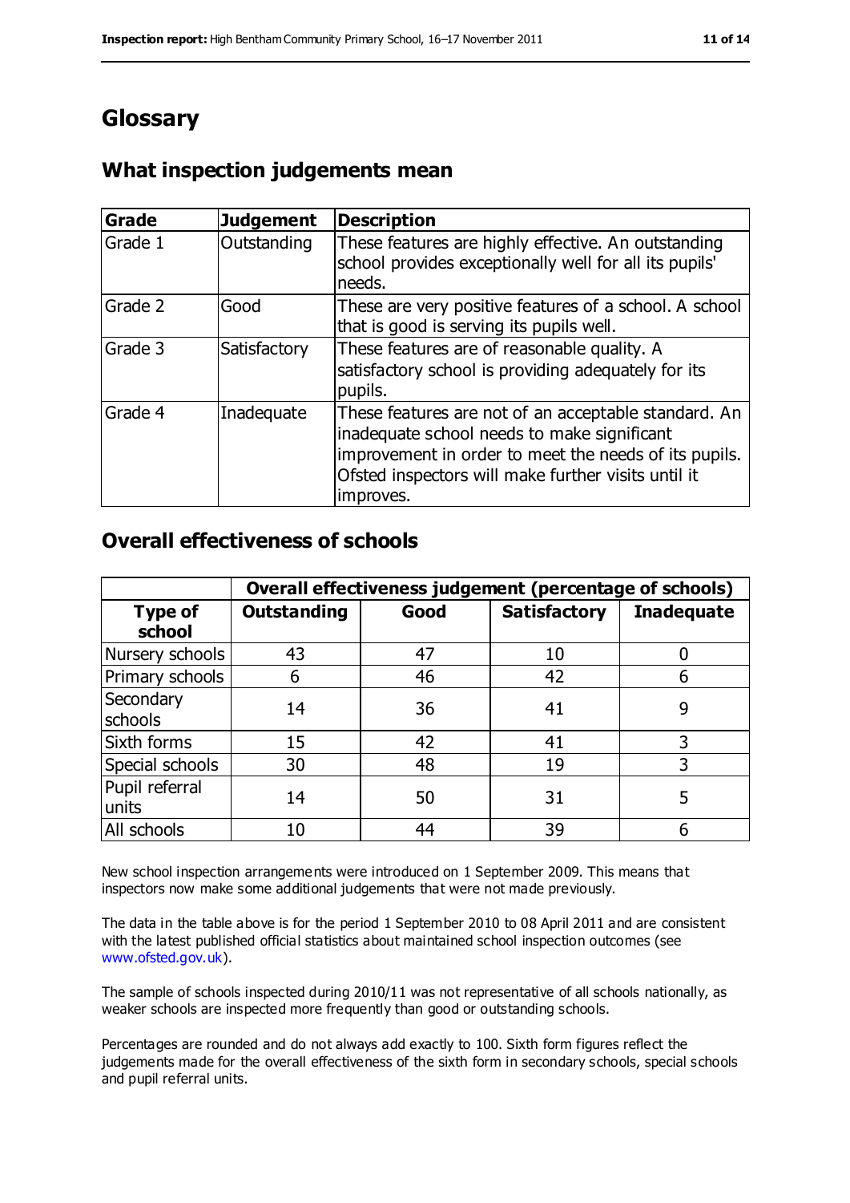# Glossary

## What inspection judgements mean

| Grade | Judgement | Description |
| --- | --- | --- |
| Grade 1 | Outstanding | These features are highly effective. An outstanding school provides exceptionally well for all its pupils' needs. |
| Grade 2 | Good | These are very positive features of a school. A school that is good is serving its pupils well. |
| Grade 3 | Satisfactory | These features are of reasonable quality. A satisfactory school is providing adequately for its pupils. |
| Grade 4 | Inadequate | These features are not of an acceptable standard. An inadequate school needs to make significant improvement in order to meet the needs of its pupils. Ofsted inspectors will make further visits until it improves. |

## Overall effectiveness of schools

| | Overall effectiveness judgement (percentage of schools) | | | |
| --- | --- | --- | --- | --- |
| **Type of school** | **Outstanding** | **Good** | **Satisfactory** | **Inadequate** |
| Nursery schools | 43 | 47 | 10 | 0 |
| Primary schools | 6 | 46 | 42 | 6 |
| Secondary schools | 14 | 36 | 41 | 9 |
| Sixth forms | 15 | 42 | 41 | 3 |
| Special schools | 30 | 48 | 19 | 3 |
| Pupil referral units | 14 | 50 | 31 | 5 |
| All schools | 10 | 44 | 39 | 6 |

New school inspection arrangements were introduced on 1 September 2009. This means that inspectors now make some additional judgements that were not made previously.

The data in the table above is for the period 1 September 2010 to 08 April 2011 and are consistent with the latest published official statistics about maintained school inspection outcomes (see www.ofsted.gov.uk).

The sample of schools inspected during 2010/11 was not representative of all schools nationally, as weaker schools are inspected more frequently than good or outstanding schools.

Percentages are rounded and do not always add exactly to 100. Sixth form figures reflect the judgements made for the overall effectiveness of the sixth form in secondary schools, special schools and pupil referral units.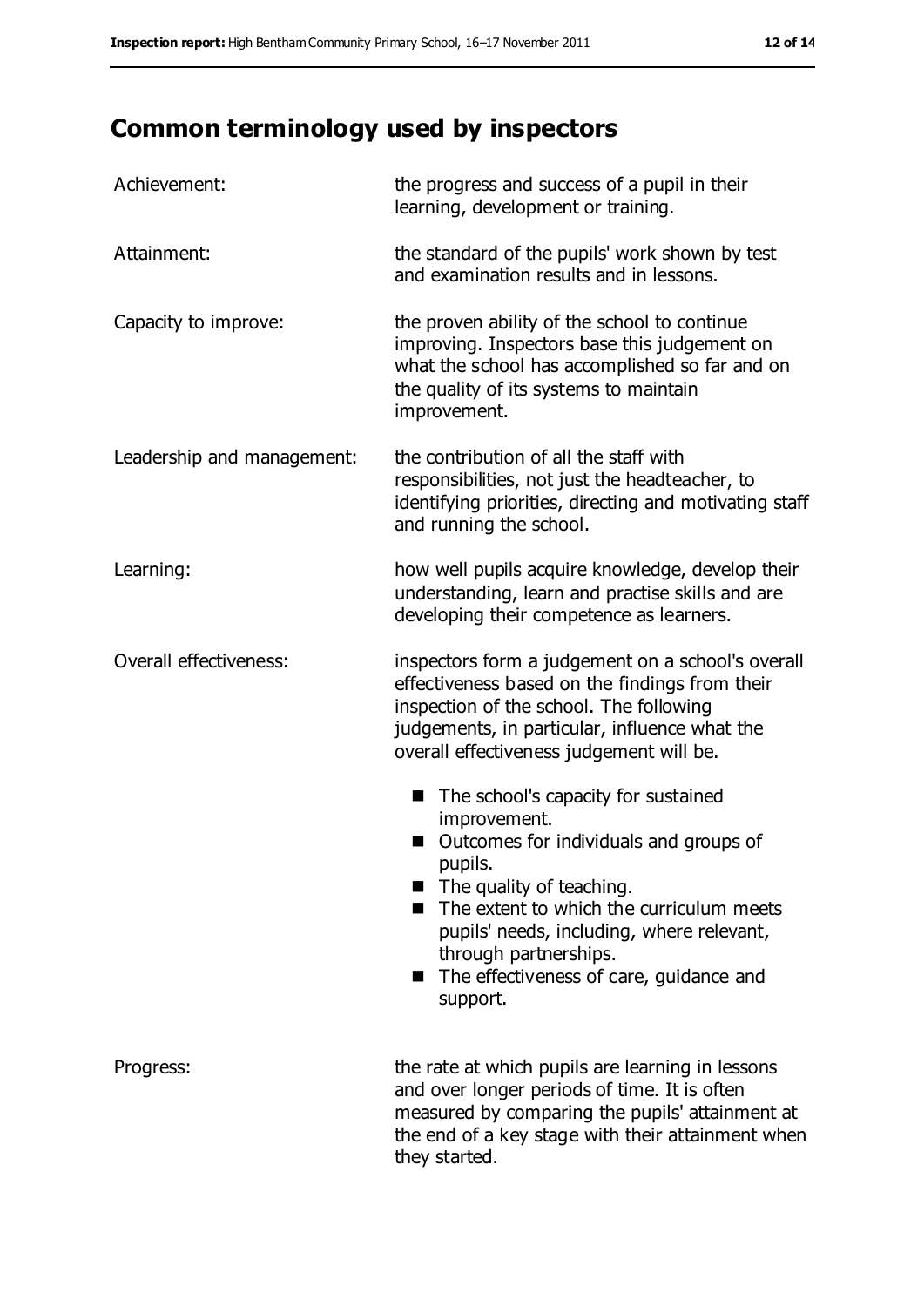# Common terminology used by inspectors

| | |
|---|---|
| Achievement: | the progress and success of a pupil in their learning, development or training. |
| Attainment: | the standard of the pupils' work shown by test and examination results and in lessons. |
| Capacity to improve: | the proven ability of the school to continue improving. Inspectors base this judgement on what the school has accomplished so far and on the quality of its systems to maintain improvement. |
| Leadership and management: | the contribution of all the staff with responsibilities, not just the headteacher, to identifying priorities, directing and motivating staff and running the school. |
| Learning: | how well pupils acquire knowledge, develop their understanding, learn and practise skills and are developing their competence as learners. |
| Overall effectiveness: | inspectors form a judgement on a school's overall effectiveness based on the findings from their inspection of the school. The following judgements, in particular, influence what the overall effectiveness judgement will be.<br>■ The school's capacity for sustained improvement.<br>■ Outcomes for individuals and groups of pupils.<br>■ The quality of teaching.<br>■ The extent to which the curriculum meets pupils' needs, including, where relevant, through partnerships.<br>■ The effectiveness of care, guidance and support. |
| Progress: | the rate at which pupils are learning in lessons and over longer periods of time. It is often measured by comparing the pupils' attainment at the end of a key stage with their attainment when they started. |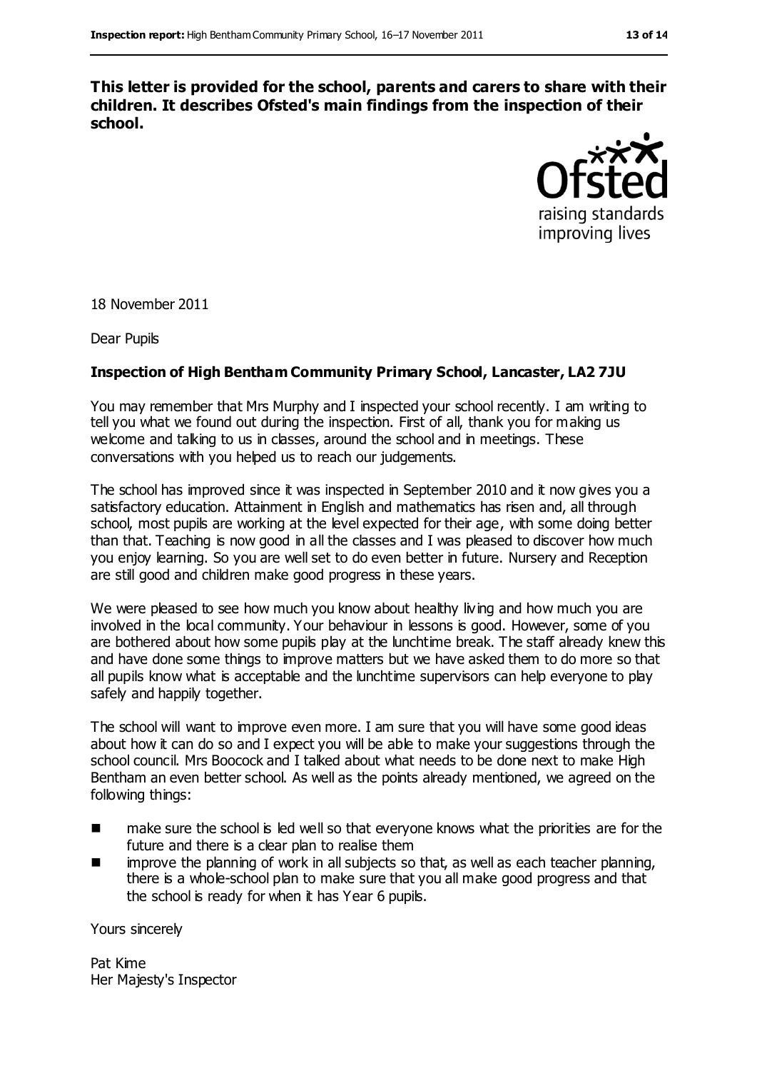**This letter is provided for the school, parents and carers to share with their children. It describes Ofsted's main findings from the inspection of their school.**

18 November 2011

Dear Pupils

**Inspection of High Bentham Community Primary School, Lancaster, LA2 7JU**

You may remember that Mrs Murphy and I inspected your school recently. I am writing to tell you what we found out during the inspection. First of all, thank you for making us welcome and talking to us in classes, around the school and in meetings. These conversations with you helped us to reach our judgements.

The school has improved since it was inspected in September 2010 and it now gives you a satisfactory education. Attainment in English and mathematics has risen and, all through school, most pupils are working at the level expected for their age, with some doing better than that. Teaching is now good in all the classes and I was pleased to discover how much you enjoy learning. So you are well set to do even better in future. Nursery and Reception are still good and children make good progress in these years.

We were pleased to see how much you know about healthy living and how much you are involved in the local community. Your behaviour in lessons is good. However, some of you are bothered about how some pupils play at the lunchtime break. The staff already knew this and have done some things to improve matters but we have asked them to do more so that all pupils know what is acceptable and the lunchtime supervisors can help everyone to play safely and happily together.

The school will want to improve even more. I am sure that you will have some good ideas about how it can do so and I expect you will be able to make your suggestions through the school council. Mrs Boocock and I talked about what needs to be done next to make High Bentham an even better school. As well as the points already mentioned, we agreed on the following things:

- make sure the school is led well so that everyone knows what the priorities are for the future and there is a clear plan to realise them
- improve the planning of work in all subjects so that, as well as each teacher planning, there is a whole-school plan to make sure that you all make good progress and that the school is ready for when it has Year 6 pupils.

Yours sincerely

Pat Kime
Her Majesty's Inspector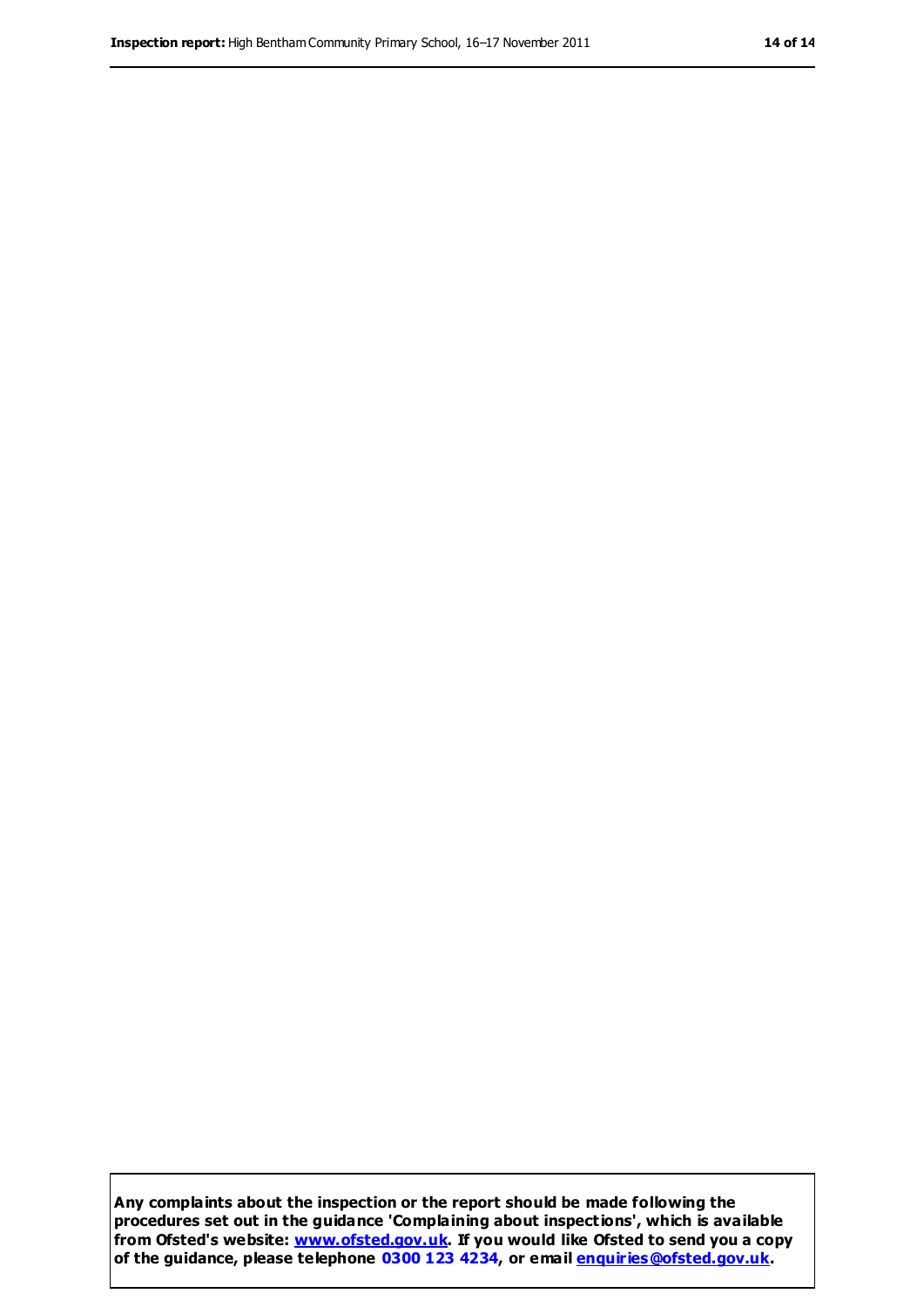**Any complaints about the inspection or the report should be made following the procedures set out in the guidance 'Complaining about inspections', which is available from Ofsted's website: www.ofsted.gov.uk. If you would like Ofsted to send you a copy of the guidance, please telephone 0300 123 4234, or email enquiries@ofsted.gov.uk.**